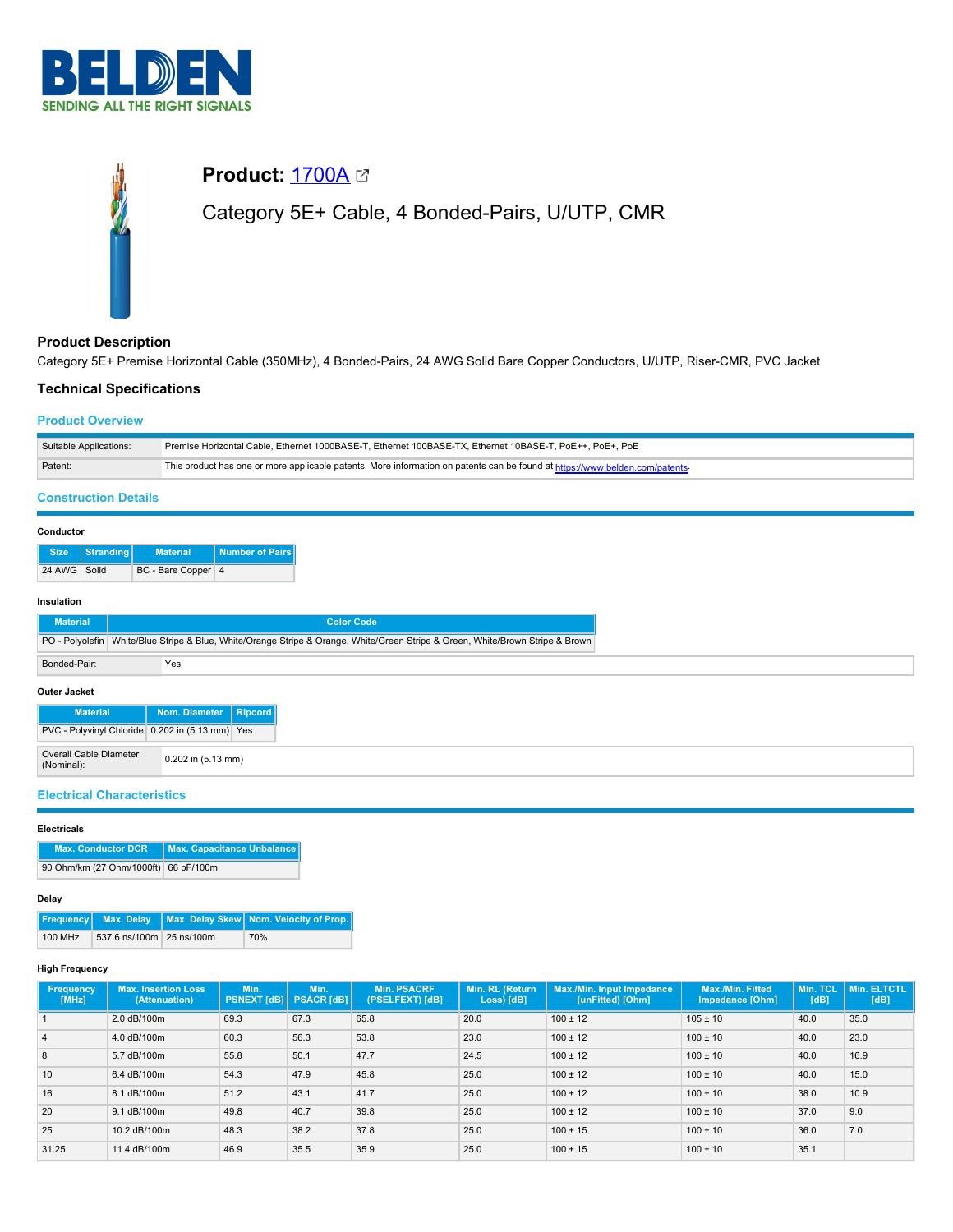BELDEN
SENDING ALL THE RIGHT SIGNALS

# Product: 1700A

## Category 5E+ Cable, 4 Bonded-Pairs, U/UTP, CMR

### Product Description

Category 5E+ Premise Horizontal Cable (350MHz), 4 Bonded-Pairs, 24 AWG Solid Bare Copper Conductors, U/UTP, Riser-CMR, PVC Jacket

### Technical Specifications

#### Product Overview

| | |
|---|---|
| Suitable Applications: | Premise Horizontal Cable, Ethernet 1000BASE-T, Ethernet 100BASE-TX, Ethernet 10BASE-T, PoE++, PoE+, PoE |
| Patent: | This product has one or more applicable patents. More information on patents can be found at https://www.belden.com/patents. |

#### Construction Details

**Conductor**

| Size | Stranding | Material | Number of Pairs |
|---|---|---|---|
| 24 AWG | Solid | BC - Bare Copper | 4 |

**Insulation**

| Material | Color Code |
|---|---|
| PO - Polyolefin | White/Blue Stripe & Blue, White/Orange Stripe & Orange, White/Green Stripe & Green, White/Brown Stripe & Brown |

| | |
|---|---|
| Bonded-Pair: | Yes |

**Outer Jacket**

| Material | Nom. Diameter | Ripcord |
|---|---|---|
| PVC - Polyvinyl Chloride | 0.202 in (5.13 mm) | Yes |

| | |
|---|---|
| Overall Cable Diameter (Nominal): | 0.202 in (5.13 mm) |

#### Electrical Characteristics

**Electricals**

| Max. Conductor DCR | Max. Capacitance Unbalance |
|---|---|
| 90 Ohm/km (27 Ohm/1000ft) | 66 pF/100m |

**Delay**

| Frequency | Max. Delay | Max. Delay Skew | Nom. Velocity of Prop. |
|---|---|---|---|
| 100 MHz | 537.6 ns/100m | 25 ns/100m | 70% |

**High Frequency**

| Frequency [MHz] | Max. Insertion Loss (Attenuation) | Min. PSNEXT [dB] | Min. PSACR [dB] | Min. PSACRF (PSELFEXT) [dB] | Min. RL (Return Loss) [dB] | Max./Min. Input Impedance (unFitted) [Ohm] | Max./Min. Fitted Impedance [Ohm] | Min. TCL [dB] | Min. ELTCTL [dB] |
|---|---|---|---|---|---|---|---|---|---|
| 1 | 2.0 dB/100m | 69.3 | 67.3 | 65.8 | 20.0 | 100 ± 12 | 105 ± 10 | 40.0 | 35.0 |
| 4 | 4.0 dB/100m | 60.3 | 56.3 | 53.8 | 23.0 | 100 ± 12 | 100 ± 10 | 40.0 | 23.0 |
| 8 | 5.7 dB/100m | 55.8 | 50.1 | 47.7 | 24.5 | 100 ± 12 | 100 ± 10 | 40.0 | 16.9 |
| 10 | 6.4 dB/100m | 54.3 | 47.9 | 45.8 | 25.0 | 100 ± 12 | 100 ± 10 | 40.0 | 15.0 |
| 16 | 8.1 dB/100m | 51.2 | 43.1 | 41.7 | 25.0 | 100 ± 12 | 100 ± 10 | 38.0 | 10.9 |
| 20 | 9.1 dB/100m | 49.8 | 40.7 | 39.8 | 25.0 | 100 ± 12 | 100 ± 10 | 37.0 | 9.0 |
| 25 | 10.2 dB/100m | 48.3 | 38.2 | 37.8 | 25.0 | 100 ± 15 | 100 ± 10 | 36.0 | 7.0 |
| 31.25 | 11.4 dB/100m | 46.9 | 35.5 | 35.9 | 25.0 | 100 ± 15 | 100 ± 10 | 35.1 | |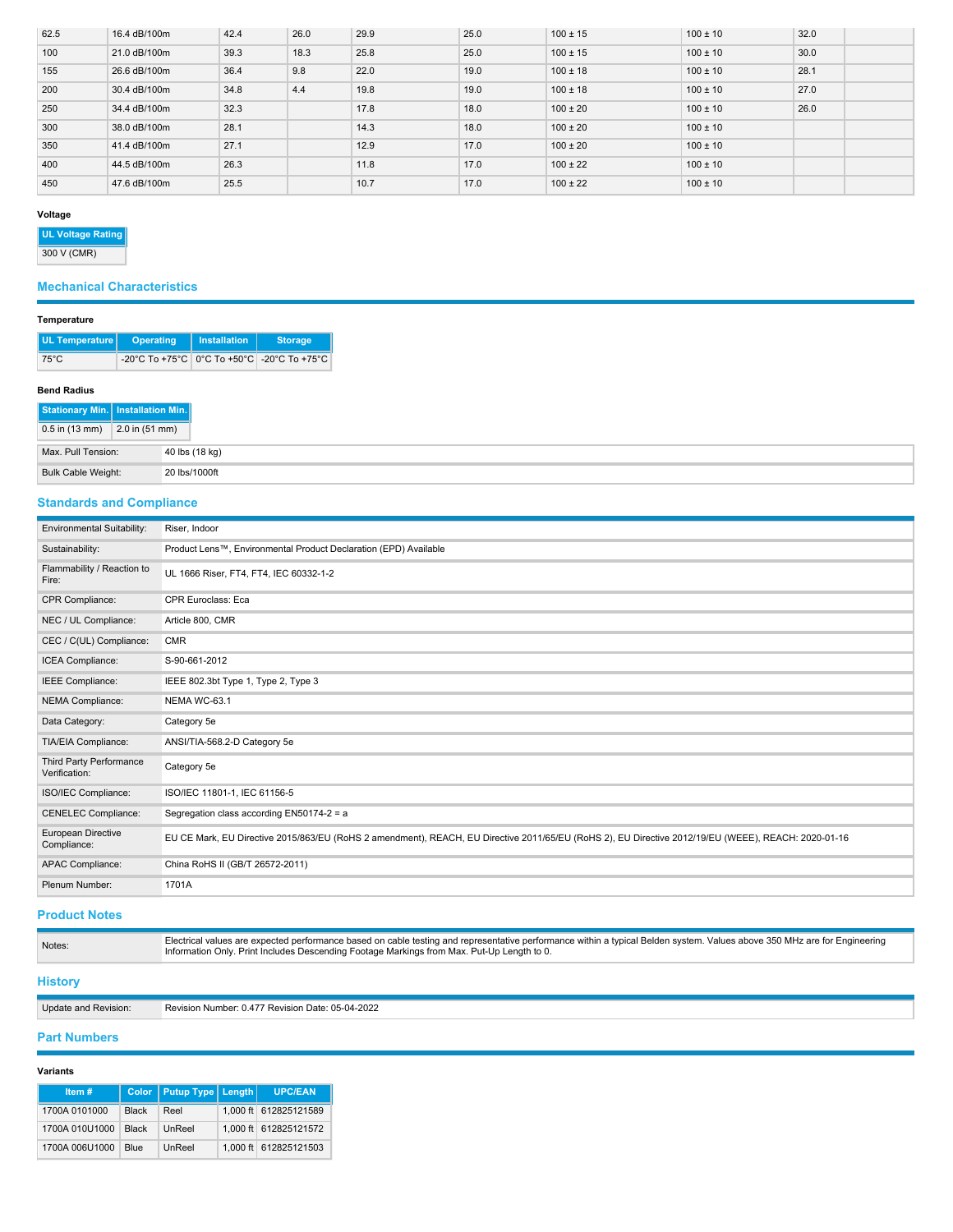| | | | | | | | | | |
|---|---|---|---|---|---|---|---|---|---|
| 62.5 | 16.4 dB/100m | 42.4 | 26.0 | 29.9 | 25.0 | 100 ± 15 | 100 ± 10 | 32.0 | |
| 100 | 21.0 dB/100m | 39.3 | 18.3 | 25.8 | 25.0 | 100 ± 15 | 100 ± 10 | 30.0 | |
| 155 | 26.6 dB/100m | 36.4 | 9.8 | 22.0 | 19.0 | 100 ± 18 | 100 ± 10 | 28.1 | |
| 200 | 30.4 dB/100m | 34.8 | 4.4 | 19.8 | 19.0 | 100 ± 18 | 100 ± 10 | 27.0 | |
| 250 | 34.4 dB/100m | 32.3 | | 17.8 | 18.0 | 100 ± 20 | 100 ± 10 | 26.0 | |
| 300 | 38.0 dB/100m | 28.1 | | 14.3 | 18.0 | 100 ± 20 | 100 ± 10 | | |
| 350 | 41.4 dB/100m | 27.1 | | 12.9 | 17.0 | 100 ± 20 | 100 ± 10 | | |
| 400 | 44.5 dB/100m | 26.3 | | 11.8 | 17.0 | 100 ± 22 | 100 ± 10 | | |
| 450 | 47.6 dB/100m | 25.5 | | 10.7 | 17.0 | 100 ± 22 | 100 ± 10 | | |

#### Voltage

| UL Voltage Rating |
|---|
| 300 V (CMR) |

## Mechanical Characteristics

#### Temperature

| UL Temperature | Operating | Installation | Storage |
|---|---|---|---|
| 75°C | -20°C To +75°C | 0°C To +50°C | -20°C To +75°C |

#### Bend Radius

| Stationary Min. | Installation Min. |
|---|---|
| 0.5 in (13 mm) | 2.0 in (51 mm) |

| | |
|---|---|
| Max. Pull Tension: | 40 lbs (18 kg) |
| Bulk Cable Weight: | 20 lbs/1000ft |

## Standards and Compliance

| | |
|---|---|
| Environmental Suitability: | Riser, Indoor |
| Sustainability: | Product Lens™, Environmental Product Declaration (EPD) Available |
| Flammability / Reaction to Fire: | UL 1666 Riser, FT4, FT4, IEC 60332-1-2 |
| CPR Compliance: | CPR Euroclass: Eca |
| NEC / UL Compliance: | Article 800, CMR |
| CEC / C(UL) Compliance: | CMR |
| ICEA Compliance: | S-90-661-2012 |
| IEEE Compliance: | IEEE 802.3bt Type 1, Type 2, Type 3 |
| NEMA Compliance: | NEMA WC-63.1 |
| Data Category: | Category 5e |
| TIA/EIA Compliance: | ANSI/TIA-568.2-D Category 5e |
| Third Party Performance Verification: | Category 5e |
| ISO/IEC Compliance: | ISO/IEC 11801-1, IEC 61156-5 |
| CENELEC Compliance: | Segregation class according EN50174-2 = a |
| European Directive Compliance: | EU CE Mark, EU Directive 2015/863/EU (RoHS 2 amendment), REACH, EU Directive 2011/65/EU (RoHS 2), EU Directive 2012/19/EU (WEEE), REACH: 2020-01-16 |
| APAC Compliance: | China RoHS II (GB/T 26572-2011) |
| Plenum Number: | 1701A |

## Product Notes

| | |
|---|---|
| Notes: | Electrical values are expected performance based on cable testing and representative performance within a typical Belden system. Values above 350 MHz are for Engineering Information Only. Print Includes Descending Footage Markings from Max. Put-Up Length to 0. |

## History

| | |
|---|---|
| Update and Revision: | Revision Number: 0.477 Revision Date: 05-04-2022 |

## Part Numbers

#### Variants

| Item # | Color | Putup Type | Length | UPC/EAN |
|---|---|---|---|---|
| 1700A 0101000 | Black | Reel | 1,000 ft | 612825121589 |
| 1700A 010U1000 | Black | UnReel | 1,000 ft | 612825121572 |
| 1700A 006U1000 | Blue | UnReel | 1,000 ft | 612825121503 |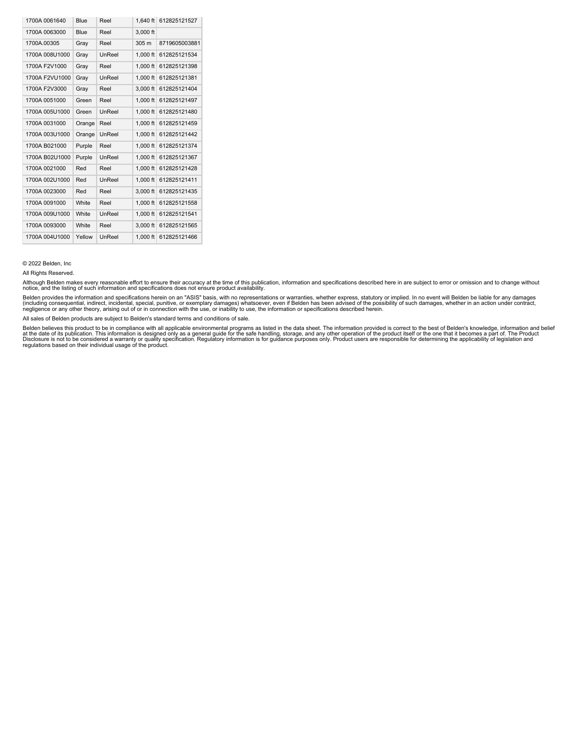| | | | | |
|---|---|---|---|---|
| 1700A 0061640 | Blue | Reel | 1,640 ft | 612825121527 |
| 1700A 0063000 | Blue | Reel | 3,000 ft | |
| 1700A.00305 | Gray | Reel | 305 m | 8719605003881 |
| 1700A 008U1000 | Gray | UnReel | 1,000 ft | 612825121534 |
| 1700A F2V1000 | Gray | Reel | 1,000 ft | 612825121398 |
| 1700A F2VU1000 | Gray | UnReel | 1,000 ft | 612825121381 |
| 1700A F2V3000 | Gray | Reel | 3,000 ft | 612825121404 |
| 1700A 0051000 | Green | Reel | 1,000 ft | 612825121497 |
| 1700A 005U1000 | Green | UnReel | 1,000 ft | 612825121480 |
| 1700A 0031000 | Orange | Reel | 1,000 ft | 612825121459 |
| 1700A 003U1000 | Orange | UnReel | 1,000 ft | 612825121442 |
| 1700A B021000 | Purple | Reel | 1,000 ft | 612825121374 |
| 1700A B02U1000 | Purple | UnReel | 1,000 ft | 612825121367 |
| 1700A 0021000 | Red | Reel | 1,000 ft | 612825121428 |
| 1700A 002U1000 | Red | UnReel | 1,000 ft | 612825121411 |
| 1700A 0023000 | Red | Reel | 3,000 ft | 612825121435 |
| 1700A 0091000 | White | Reel | 1,000 ft | 612825121558 |
| 1700A 009U1000 | White | UnReel | 1,000 ft | 612825121541 |
| 1700A 0093000 | White | Reel | 3,000 ft | 612825121565 |
| 1700A 004U1000 | Yellow | UnReel | 1,000 ft | 612825121466 |

© 2022 Belden, Inc

All Rights Reserved.

Although Belden makes every reasonable effort to ensure their accuracy at the time of this publication, information and specifications described here in are subject to error or omission and to change without notice, and the listing of such information and specifications does not ensure product availability.

Belden provides the information and specifications herein on an "ASIS" basis, with no representations or warranties, whether express, statutory or implied. In no event will Belden be liable for any damages (including consequential, indirect, incidental, special, punitive, or exemplary damages) whatsoever, even if Belden has been advised of the possibility of such damages, whether in an action under contract, negligence or any other theory, arising out of or in connection with the use, or inability to use, the information or specifications described herein.

All sales of Belden products are subject to Belden's standard terms and conditions of sale.

Belden believes this product to be in compliance with all applicable environmental programs as listed in the data sheet. The information provided is correct to the best of Belden's knowledge, information and belief at the date of its publication. This information is designed only as a general guide for the safe handling, storage, and any other operation of the product itself or the one that it becomes a part of. The Product Disclosure is not to be considered a warranty or quality specification. Regulatory information is for guidance purposes only. Product users are responsible for determining the applicability of legislation and regulations based on their individual usage of the product.